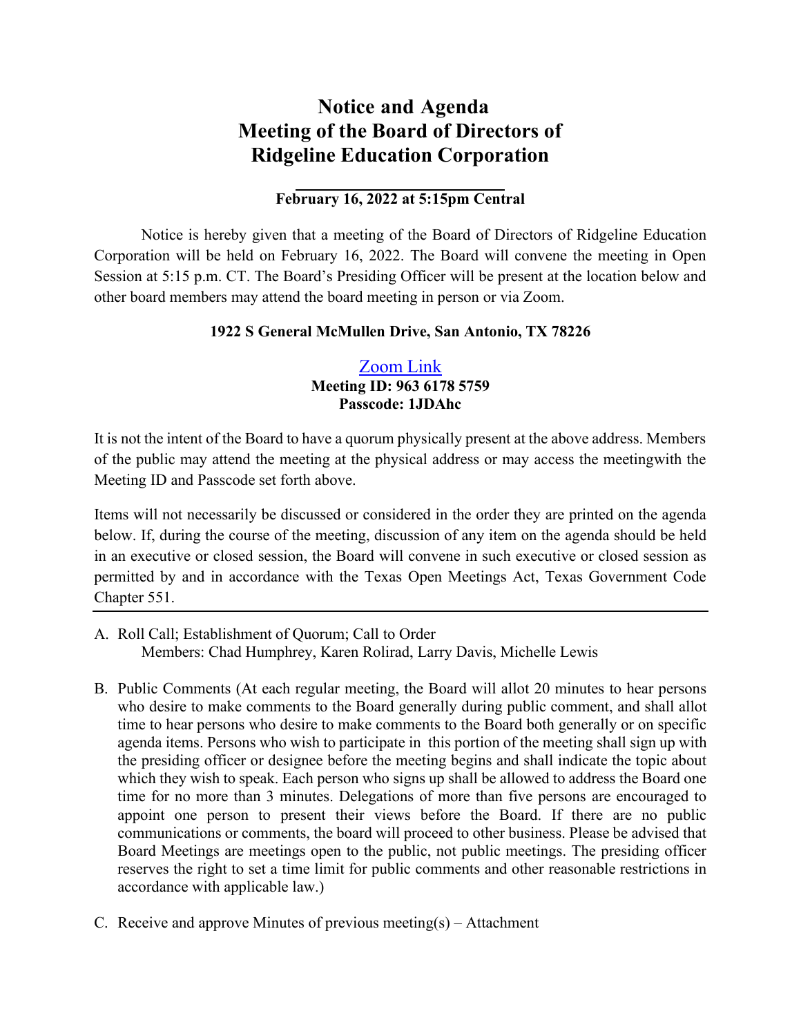# Notice and Agenda
# Meeting of the Board of Directors of
# Ridgeline Education Corporation

---

**February 16, 2022 at 5:15pm Central**

Notice is hereby given that a meeting of the Board of Directors of Ridgeline Education Corporation will be held on February 16, 2022. The Board will convene the meeting in Open Session at 5:15 p.m. CT. The Board's Presiding Officer will be present at the location below and other board members may attend the board meeting in person or via Zoom.

**1922 S General McMullen Drive, San Antonio, TX 78226**

Zoom Link
**Meeting ID: 963 6178 5759**
**Passcode: 1JDAhc**

It is not the intent of the Board to have a quorum physically present at the above address. Members of the public may attend the meeting at the physical address or may access the meetingwith the Meeting ID and Passcode set forth above.

Items will not necessarily be discussed or considered in the order they are printed on the agenda below. If, during the course of the meeting, discussion of any item on the agenda should be held in an executive or closed session, the Board will convene in such executive or closed session as permitted by and in accordance with the Texas Open Meetings Act, Texas Government Code Chapter 551.

---

A. Roll Call; Establishment of Quorum; Call to Order
   Members: Chad Humphrey, Karen Rolirad, Larry Davis, Michelle Lewis

B. Public Comments (At each regular meeting, the Board will allot 20 minutes to hear persons who desire to make comments to the Board generally during public comment, and shall allot time to hear persons who desire to make comments to the Board both generally or on specific agenda items. Persons who wish to participate in this portion of the meeting shall sign up with the presiding officer or designee before the meeting begins and shall indicate the topic about which they wish to speak. Each person who signs up shall be allowed to address the Board one time for no more than 3 minutes. Delegations of more than five persons are encouraged to appoint one person to present their views before the Board. If there are no public communications or comments, the board will proceed to other business. Please be advised that Board Meetings are meetings open to the public, not public meetings. The presiding officer reserves the right to set a time limit for public comments and other reasonable restrictions in accordance with applicable law.)

C. Receive and approve Minutes of previous meeting(s) – Attachment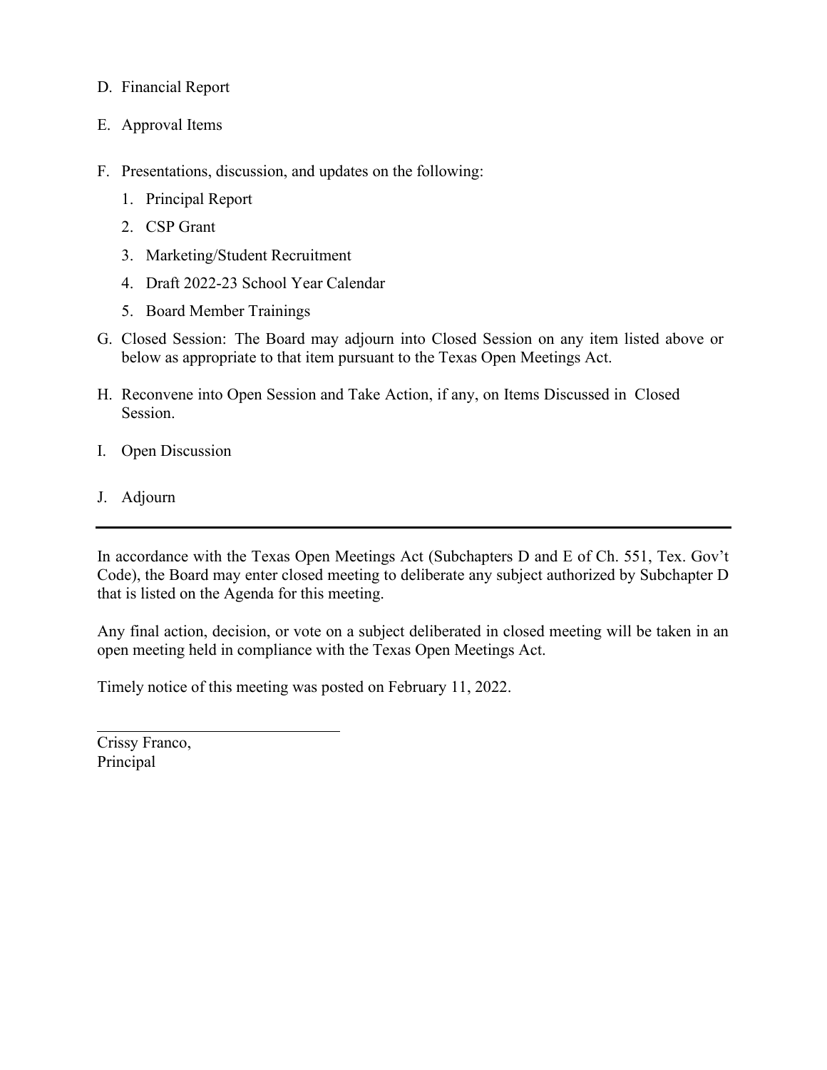D. Financial Report

E. Approval Items

F. Presentations, discussion, and updates on the following:
   1. Principal Report
   2. CSP Grant
   3. Marketing/Student Recruitment
   4. Draft 2022-23 School Year Calendar
   5. Board Member Trainings

G. Closed Session: The Board may adjourn into Closed Session on any item listed above or below as appropriate to that item pursuant to the Texas Open Meetings Act.

H. Reconvene into Open Session and Take Action, if any, on Items Discussed in Closed Session.

I. Open Discussion

J. Adjourn

---

In accordance with the Texas Open Meetings Act (Subchapters D and E of Ch. 551, Tex. Gov't Code), the Board may enter closed meeting to deliberate any subject authorized by Subchapter D that is listed on the Agenda for this meeting.

Any final action, decision, or vote on a subject deliberated in closed meeting will be taken in an open meeting held in compliance with the Texas Open Meetings Act.

Timely notice of this meeting was posted on February 11, 2022.

______________________________
Crissy Franco,
Principal